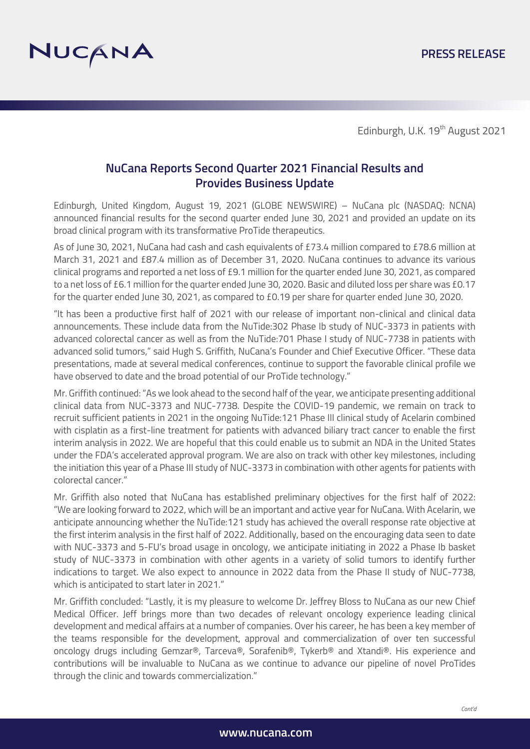NUCANA

**PRESS RELEASE**

Edinburgh, U.K. 19th August 2021

## NuCana Reports Second Quarter 2021 Financial Results and Provides Business Update

Edinburgh, United Kingdom, August 19, 2021 (GLOBE NEWSWIRE) – NuCana plc (NASDAQ: NCNA) announced financial results for the second quarter ended June 30, 2021 and provided an update on its broad clinical program with its transformative ProTide therapeutics.

As of June 30, 2021, NuCana had cash and cash equivalents of £73.4 million compared to £78.6 million at March 31, 2021 and £87.4 million as of December 31, 2020. NuCana continues to advance its various clinical programs and reported a net loss of £9.1 million for the quarter ended June 30, 2021, as compared to a net loss of £6.1 million for the quarter ended June 30, 2020. Basic and diluted loss per share was £0.17 for the quarter ended June 30, 2021, as compared to £0.19 per share for quarter ended June 30, 2020.

"It has been a productive first half of 2021 with our release of important non-clinical and clinical data announcements. These include data from the NuTide:302 Phase Ib study of NUC-3373 in patients with advanced colorectal cancer as well as from the NuTide:701 Phase I study of NUC-7738 in patients with advanced solid tumors," said Hugh S. Griffith, NuCana's Founder and Chief Executive Officer. "These data presentations, made at several medical conferences, continue to support the favorable clinical profile we have observed to date and the broad potential of our ProTide technology."

Mr. Griffith continued: "As we look ahead to the second half of the year, we anticipate presenting additional clinical data from NUC-3373 and NUC-7738. Despite the COVID-19 pandemic, we remain on track to recruit sufficient patients in 2021 in the ongoing NuTide:121 Phase III clinical study of Acelarin combined with cisplatin as a first-line treatment for patients with advanced biliary tract cancer to enable the first interim analysis in 2022. We are hopeful that this could enable us to submit an NDA in the United States under the FDA's accelerated approval program. We are also on track with other key milestones, including the initiation this year of a Phase III study of NUC-3373 in combination with other agents for patients with colorectal cancer."

Mr. Griffith also noted that NuCana has established preliminary objectives for the first half of 2022: "We are looking forward to 2022, which will be an important and active year for NuCana. With Acelarin, we anticipate announcing whether the NuTide:121 study has achieved the overall response rate objective at the first interim analysis in the first half of 2022. Additionally, based on the encouraging data seen to date with NUC-3373 and 5-FU's broad usage in oncology, we anticipate initiating in 2022 a Phase Ib basket study of NUC-3373 in combination with other agents in a variety of solid tumors to identify further indications to target. We also expect to announce in 2022 data from the Phase II study of NUC-7738, which is anticipated to start later in 2021."

Mr. Griffith concluded: "Lastly, it is my pleasure to welcome Dr. Jeffrey Bloss to NuCana as our new Chief Medical Officer. Jeff brings more than two decades of relevant oncology experience leading clinical development and medical affairs at a number of companies. Over his career, he has been a key member of the teams responsible for the development, approval and commercialization of over ten successful oncology drugs including Gemzar®, Tarceva®, Sorafenib®, Tykerb® and Xtandi®. His experience and contributions will be invaluable to NuCana as we continue to advance our pipeline of novel ProTides through the clinic and towards commercialization."

*Cont'd*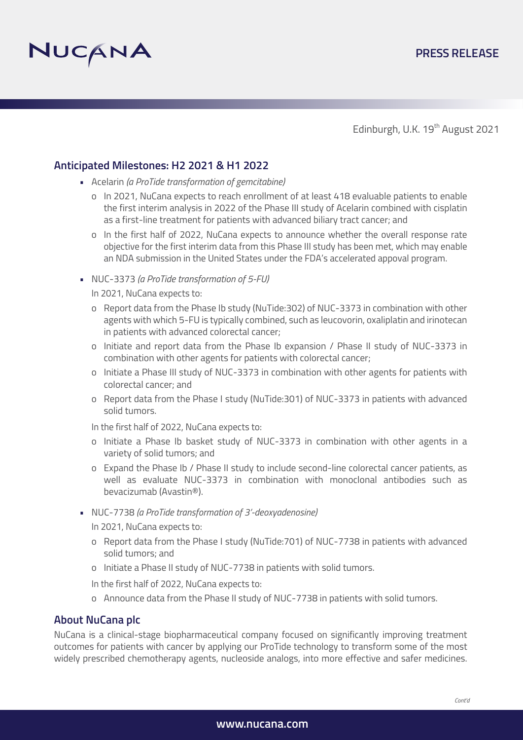Edinburgh, U.K. 19th August 2021

## Anticipated Milestones: H2 2021 & H1 2022

- Acelarin *(a ProTide transformation of gemcitabine)*
  - In 2021, NuCana expects to reach enrollment of at least 418 evaluable patients to enable the first interim analysis in 2022 of the Phase III study of Acelarin combined with cisplatin as a first-line treatment for patients with advanced biliary tract cancer; and
  - In the first half of 2022, NuCana expects to announce whether the overall response rate objective for the first interim data from this Phase III study has been met, which may enable an NDA submission in the United States under the FDA's accelerated appoval program.
- NUC-3373 *(a ProTide transformation of 5-FU)*

  In 2021, NuCana expects to:
  - Report data from the Phase Ib study (NuTide:302) of NUC-3373 in combination with other agents with which 5-FU is typically combined, such as leucovorin, oxaliplatin and irinotecan in patients with advanced colorectal cancer;
  - Initiate and report data from the Phase Ib expansion / Phase II study of NUC-3373 in combination with other agents for patients with colorectal cancer;
  - Initiate a Phase III study of NUC-3373 in combination with other agents for patients with colorectal cancer; and
  - Report data from the Phase I study (NuTide:301) of NUC-3373 in patients with advanced solid tumors.

  In the first half of 2022, NuCana expects to:
  - Initiate a Phase Ib basket study of NUC-3373 in combination with other agents in a variety of solid tumors; and
  - Expand the Phase Ib / Phase II study to include second-line colorectal cancer patients, as well as evaluate NUC-3373 in combination with monoclonal antibodies such as bevacizumab (Avastin®).
- NUC-7738 *(a ProTide transformation of 3'-deoxyadenosine)*

  In 2021, NuCana expects to:
  - Report data from the Phase I study (NuTide:701) of NUC-7738 in patients with advanced solid tumors; and
  - Initiate a Phase II study of NUC-7738 in patients with solid tumors.

  In the first half of 2022, NuCana expects to:
  - Announce data from the Phase II study of NUC-7738 in patients with solid tumors.

## About NuCana plc

NuCana is a clinical-stage biopharmaceutical company focused on significantly improving treatment outcomes for patients with cancer by applying our ProTide technology to transform some of the most widely prescribed chemotherapy agents, nucleoside analogs, into more effective and safer medicines.

*Cont'd*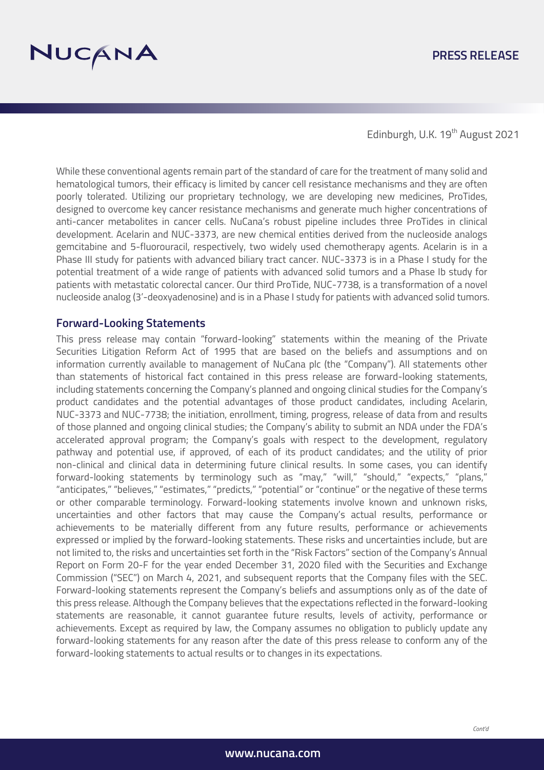Edinburgh, U.K. 19th August 2021

While these conventional agents remain part of the standard of care for the treatment of many solid and hematological tumors, their efficacy is limited by cancer cell resistance mechanisms and they are often poorly tolerated. Utilizing our proprietary technology, we are developing new medicines, ProTides, designed to overcome key cancer resistance mechanisms and generate much higher concentrations of anti-cancer metabolites in cancer cells. NuCana's robust pipeline includes three ProTides in clinical development. Acelarin and NUC-3373, are new chemical entities derived from the nucleoside analogs gemcitabine and 5-fluorouracil, respectively, two widely used chemotherapy agents. Acelarin is in a Phase III study for patients with advanced biliary tract cancer. NUC-3373 is in a Phase I study for the potential treatment of a wide range of patients with advanced solid tumors and a Phase Ib study for patients with metastatic colorectal cancer. Our third ProTide, NUC-7738, is a transformation of a novel nucleoside analog (3'-deoxyadenosine) and is in a Phase I study for patients with advanced solid tumors.

## Forward-Looking Statements

This press release may contain "forward-looking" statements within the meaning of the Private Securities Litigation Reform Act of 1995 that are based on the beliefs and assumptions and on information currently available to management of NuCana plc (the "Company"). All statements other than statements of historical fact contained in this press release are forward-looking statements, including statements concerning the Company's planned and ongoing clinical studies for the Company's product candidates and the potential advantages of those product candidates, including Acelarin, NUC-3373 and NUC-7738; the initiation, enrollment, timing, progress, release of data from and results of those planned and ongoing clinical studies; the Company's ability to submit an NDA under the FDA's accelerated approval program; the Company's goals with respect to the development, regulatory pathway and potential use, if approved, of each of its product candidates; and the utility of prior non-clinical and clinical data in determining future clinical results. In some cases, you can identify forward-looking statements by terminology such as "may," "will," "should," "expects," "plans," "anticipates," "believes," "estimates," "predicts," "potential" or "continue" or the negative of these terms or other comparable terminology. Forward-looking statements involve known and unknown risks, uncertainties and other factors that may cause the Company's actual results, performance or achievements to be materially different from any future results, performance or achievements expressed or implied by the forward-looking statements. These risks and uncertainties include, but are not limited to, the risks and uncertainties set forth in the "Risk Factors" section of the Company's Annual Report on Form 20-F for the year ended December 31, 2020 filed with the Securities and Exchange Commission ("SEC") on March 4, 2021, and subsequent reports that the Company files with the SEC. Forward-looking statements represent the Company's beliefs and assumptions only as of the date of this press release. Although the Company believes that the expectations reflected in the forward-looking statements are reasonable, it cannot guarantee future results, levels of activity, performance or achievements. Except as required by law, the Company assumes no obligation to publicly update any forward-looking statements for any reason after the date of this press release to conform any of the forward-looking statements to actual results or to changes in its expectations.

*Cont'd*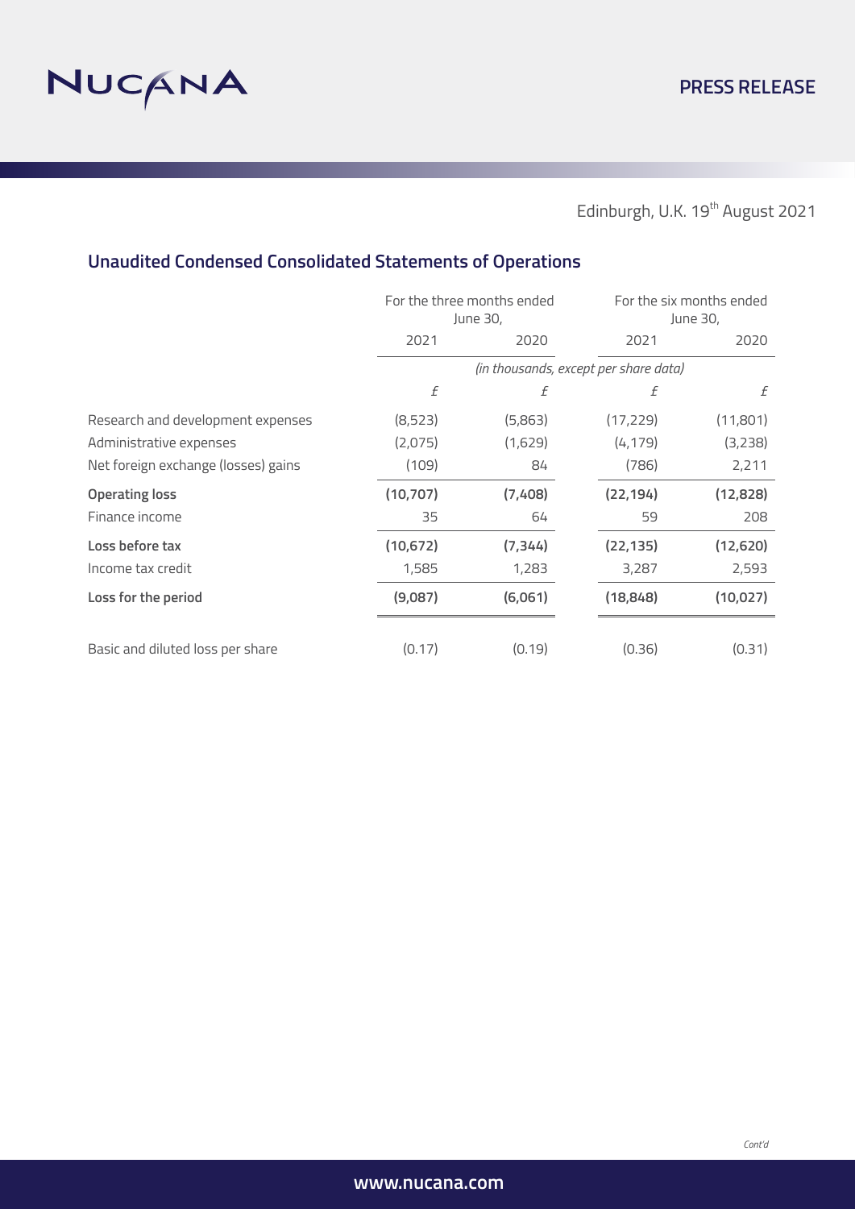Edinburgh, U.K. 19th August 2021

## Unaudited Condensed Consolidated Statements of Operations

| | For the three months ended June 30, | | For the six months ended June 30, | |
|---|---|---|---|---|
| | 2021 | 2020 | 2021 | 2020 |
| | *(in thousands, except per share data)* | | | |
| | £ | £ | £ | £ |
| Research and development expenses | (8,523) | (5,863) | (17,229) | (11,801) |
| Administrative expenses | (2,075) | (1,629) | (4,179) | (3,238) |
| Net foreign exchange (losses) gains | (109) | 84 | (786) | 2,211 |
| **Operating loss** | **(10,707)** | **(7,408)** | **(22,194)** | **(12,828)** |
| Finance income | 35 | 64 | 59 | 208 |
| **Loss before tax** | **(10,672)** | **(7,344)** | **(22,135)** | **(12,620)** |
| Income tax credit | 1,585 | 1,283 | 3,287 | 2,593 |
| **Loss for the period** | **(9,087)** | **(6,061)** | **(18,848)** | **(10,027)** |
| Basic and diluted loss per share | (0.17) | (0.19) | (0.36) | (0.31) |

*Cont'd*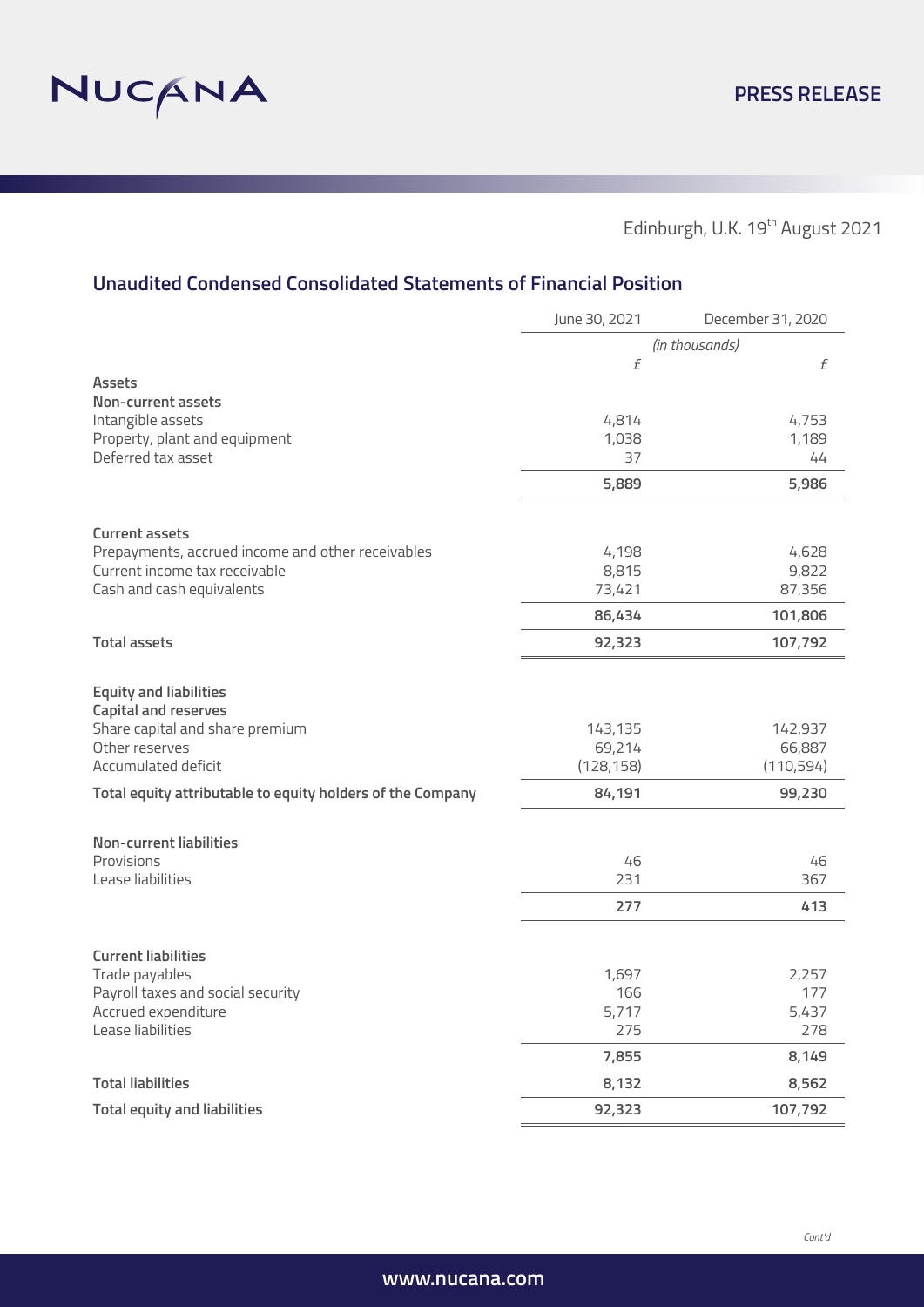Edinburgh, U.K. 19th August 2021

## Unaudited Condensed Consolidated Statements of Financial Position

| | June 30, 2021 | December 31, 2020 |
|---|---|---|
| | *(in thousands)* | |
| | £ | £ |
| **Assets** | | |
| **Non-current assets** | | |
| Intangible assets | 4,814 | 4,753 |
| Property, plant and equipment | 1,038 | 1,189 |
| Deferred tax asset | 37 | 44 |
| | **5,889** | **5,986** |
| **Current assets** | | |
| Prepayments, accrued income and other receivables | 4,198 | 4,628 |
| Current income tax receivable | 8,815 | 9,822 |
| Cash and cash equivalents | 73,421 | 87,356 |
| | **86,434** | **101,806** |
| **Total assets** | **92,323** | **107,792** |
| **Equity and liabilities** | | |
| **Capital and reserves** | | |
| Share capital and share premium | 143,135 | 142,937 |
| Other reserves | 69,214 | 66,887 |
| Accumulated deficit | (128,158) | (110,594) |
| **Total equity attributable to equity holders of the Company** | **84,191** | **99,230** |
| **Non-current liabilities** | | |
| Provisions | 46 | 46 |
| Lease liabilities | 231 | 367 |
| | **277** | **413** |
| **Current liabilities** | | |
| Trade payables | 1,697 | 2,257 |
| Payroll taxes and social security | 166 | 177 |
| Accrued expenditure | 5,717 | 5,437 |
| Lease liabilities | 275 | 278 |
| | **7,855** | **8,149** |
| **Total liabilities** | **8,132** | **8,562** |
| **Total equity and liabilities** | **92,323** | **107,792** |

*Cont'd*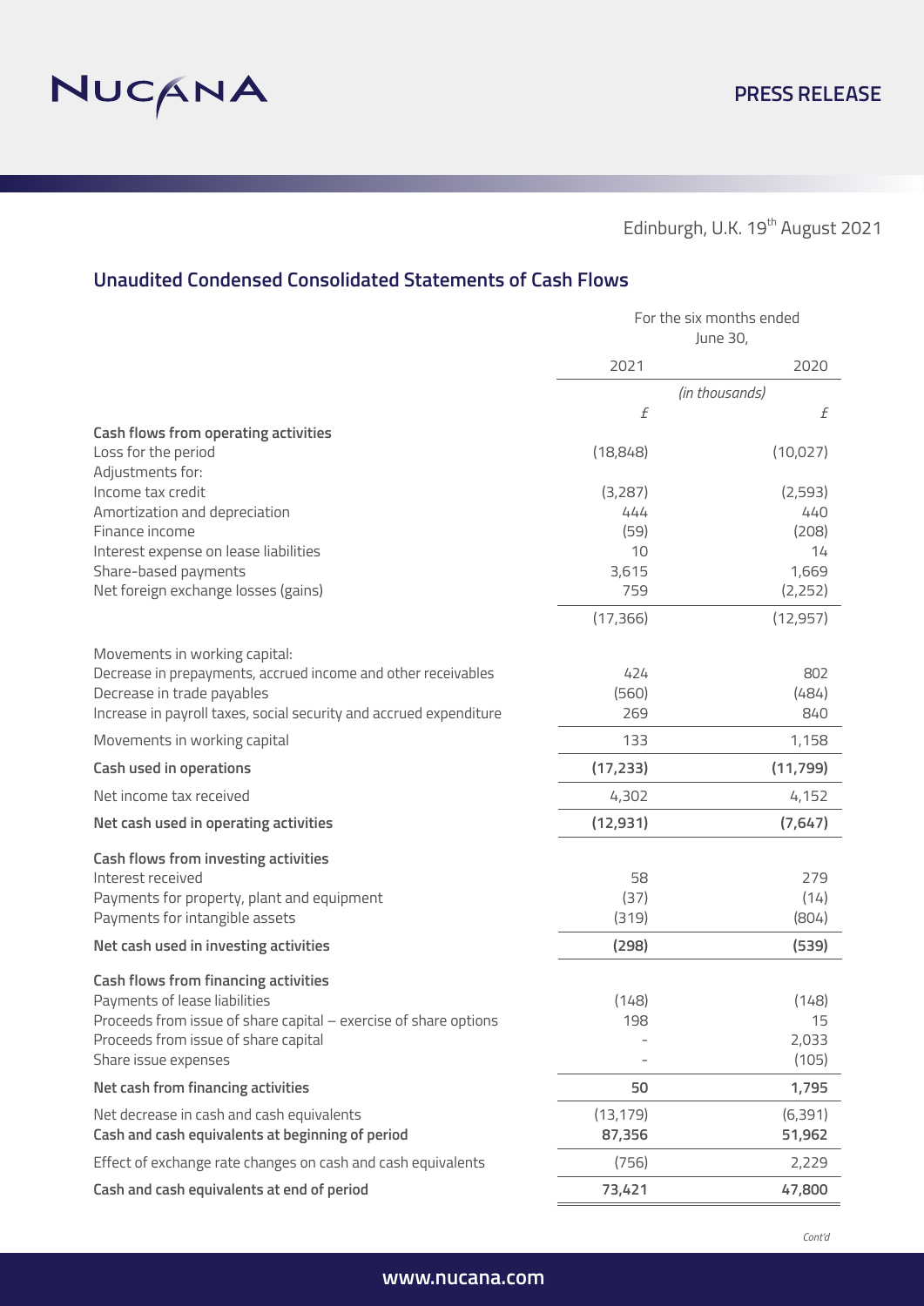Edinburgh, U.K. 19th August 2021

## Unaudited Condensed Consolidated Statements of Cash Flows

| | For the six months ended June 30, | |
|---|---|---|
| | 2021 | 2020 |
| | *(in thousands)* | |
| | £ | £ |
| **Cash flows from operating activities** | | |
| Loss for the period | (18,848) | (10,027) |
| Adjustments for: | | |
| Income tax credit | (3,287) | (2,593) |
| Amortization and depreciation | 444 | 440 |
| Finance income | (59) | (208) |
| Interest expense on lease liabilities | 10 | 14 |
| Share-based payments | 3,615 | 1,669 |
| Net foreign exchange losses (gains) | 759 | (2,252) |
| | (17,366) | (12,957) |
| Movements in working capital: | | |
| Decrease in prepayments, accrued income and other receivables | 424 | 802 |
| Decrease in trade payables | (560) | (484) |
| Increase in payroll taxes, social security and accrued expenditure | 269 | 840 |
| Movements in working capital | 133 | 1,158 |
| **Cash used in operations** | **(17,233)** | **(11,799)** |
| Net income tax received | 4,302 | 4,152 |
| **Net cash used in operating activities** | **(12,931)** | **(7,647)** |
| **Cash flows from investing activities** | | |
| Interest received | 58 | 279 |
| Payments for property, plant and equipment | (37) | (14) |
| Payments for intangible assets | (319) | (804) |
| **Net cash used in investing activities** | **(298)** | **(539)** |
| **Cash flows from financing activities** | | |
| Payments of lease liabilities | (148) | (148) |
| Proceeds from issue of share capital – exercise of share options | 198 | 15 |
| Proceeds from issue of share capital | - | 2,033 |
| Share issue expenses | - | (105) |
| **Net cash from financing activities** | **50** | **1,795** |
| Net decrease in cash and cash equivalents | (13,179) | (6,391) |
| **Cash and cash equivalents at beginning of period** | **87,356** | **51,962** |
| Effect of exchange rate changes on cash and cash equivalents | (756) | 2,229 |
| **Cash and cash equivalents at end of period** | **73,421** | **47,800** |

*Cont'd*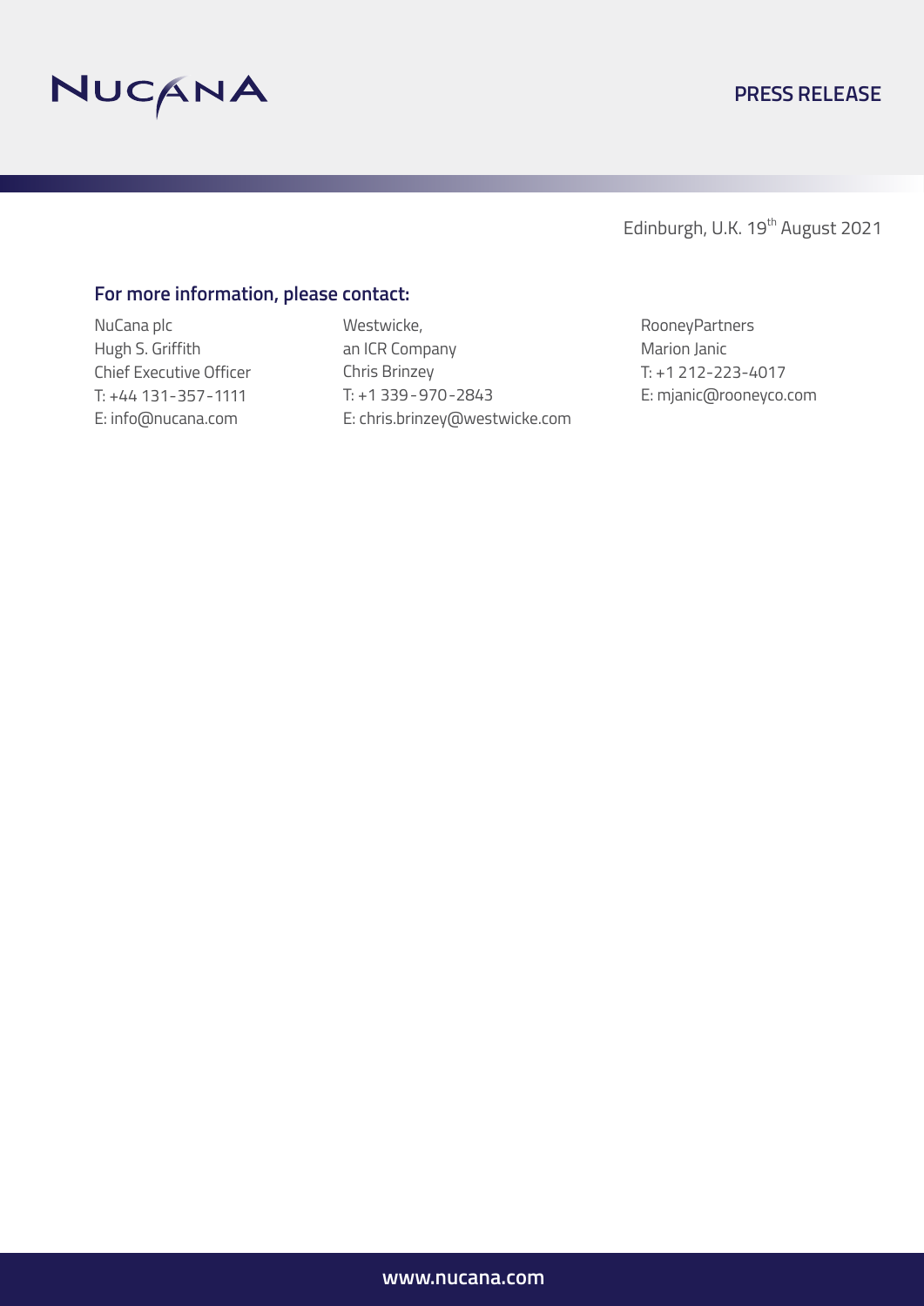Edinburgh, U.K. 19th August 2021

## For more information, please contact:

NuCana plc
Hugh S. Griffith
Chief Executive Officer
T: +44 131-357-1111
E: info@nucana.com

Westwicke,
an ICR Company
Chris Brinzey
T: +1 339-970-2843
E: chris.brinzey@westwicke.com

RooneyPartners
Marion Janic
T: +1 212-223-4017
E: mjanic@rooneyco.com